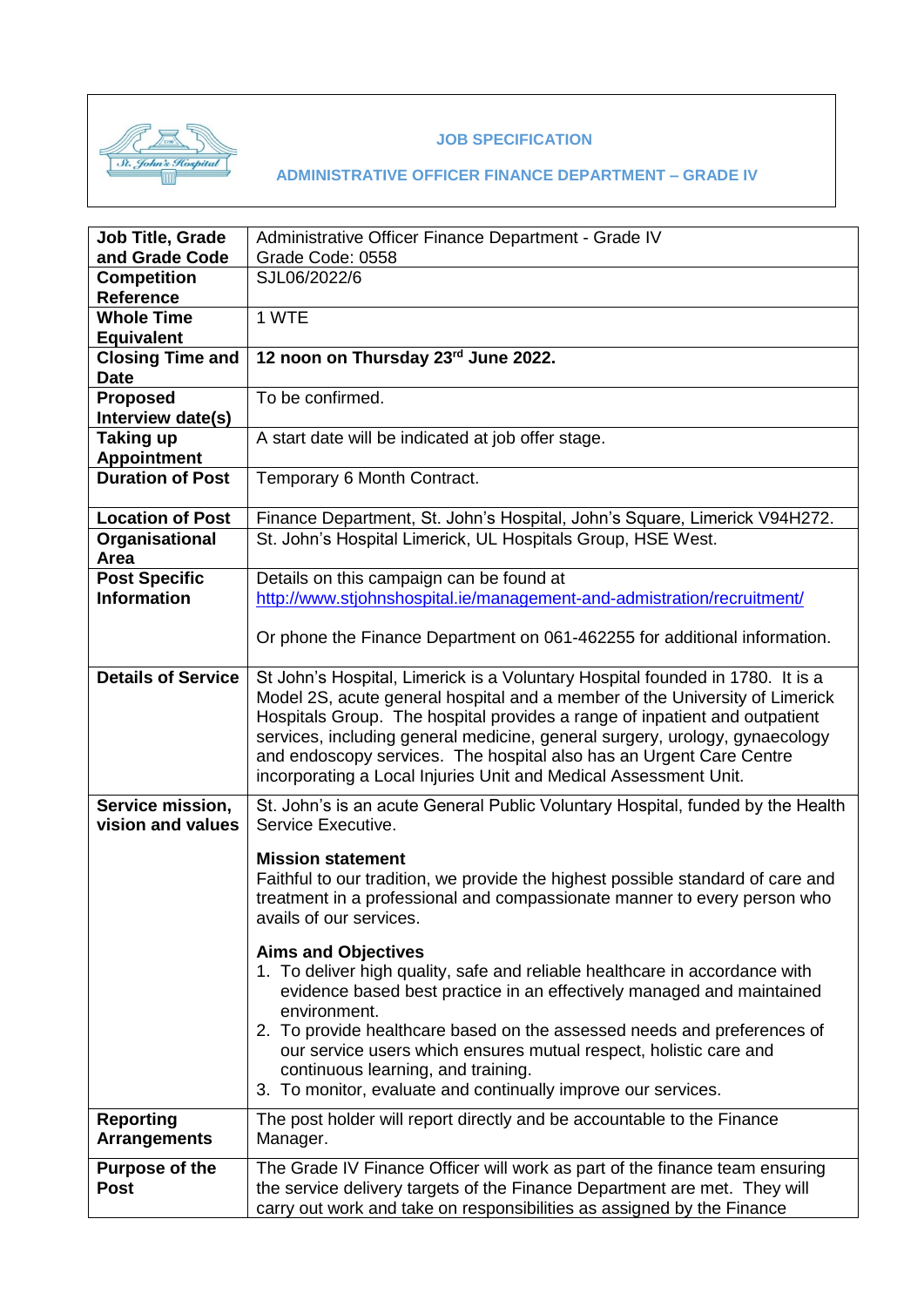**JOB SPECIFICATION**

**ADMINISTRATIVE OFFICER FINANCE DEPARTMENT – GRADE IV**

| | |
|---|---|
| **Job Title, Grade and Grade Code** | Administrative Officer Finance Department - Grade IV<br>Grade Code: 0558 |
| **Competition Reference** | SJL06/2022/6 |
| **Whole Time Equivalent** | 1 WTE |
| **Closing Time and Date** | **12 noon on Thursday 23rd June 2022.** |
| **Proposed Interview date(s)** | To be confirmed. |
| **Taking up Appointment** | A start date will be indicated at job offer stage. |
| **Duration of Post** | Temporary 6 Month Contract. |
| **Location of Post** | Finance Department, St. John's Hospital, John's Square, Limerick V94H272. |
| **Organisational Area** | St. John's Hospital Limerick, UL Hospitals Group, HSE West. |
| **Post Specific Information** | Details on this campaign can be found at http://www.stjohnshospital.ie/management-and-admistration/recruitment/<br><br>Or phone the Finance Department on 061-462255 for additional information. |
| **Details of Service** | St John's Hospital, Limerick is a Voluntary Hospital founded in 1780. It is a Model 2S, acute general hospital and a member of the University of Limerick Hospitals Group. The hospital provides a range of inpatient and outpatient services, including general medicine, general surgery, urology, gynaecology and endoscopy services. The hospital also has an Urgent Care Centre incorporating a Local Injuries Unit and Medical Assessment Unit. |
| **Service mission, vision and values** | St. John's is an acute General Public Voluntary Hospital, funded by the Health Service Executive.<br><br>**Mission statement**<br>Faithful to our tradition, we provide the highest possible standard of care and treatment in a professional and compassionate manner to every person who avails of our services.<br><br>**Aims and Objectives**<br>1. To deliver high quality, safe and reliable healthcare in accordance with evidence based best practice in an effectively managed and maintained environment.<br>2. To provide healthcare based on the assessed needs and preferences of our service users which ensures mutual respect, holistic care and continuous learning, and training.<br>3. To monitor, evaluate and continually improve our services. |
| **Reporting Arrangements** | The post holder will report directly and be accountable to the Finance Manager. |
| **Purpose of the Post** | The Grade IV Finance Officer will work as part of the finance team ensuring the service delivery targets of the Finance Department are met. They will carry out work and take on responsibilities as assigned by the Finance |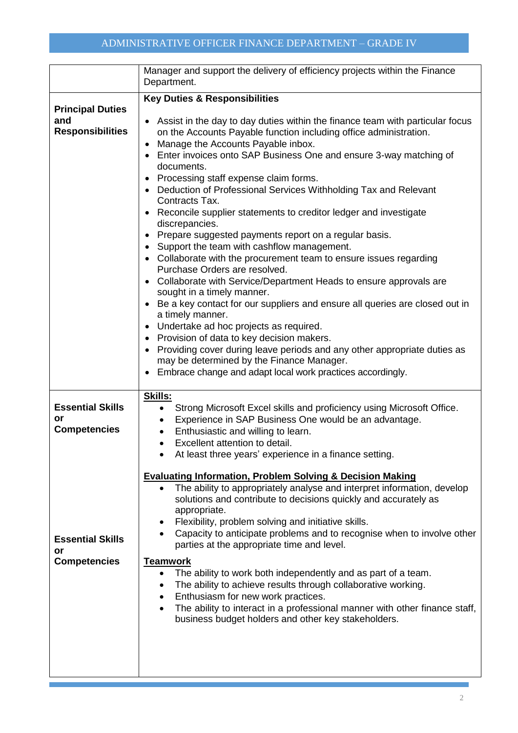| | |
|---|---|
| | Manager and support the delivery of efficiency projects within the Finance Department. |
| **Principal Duties and Responsibilities** | **Key Duties & Responsibilities**<br><br>• Assist in the day to day duties within the finance team with particular focus on the Accounts Payable function including office administration.<br>• Manage the Accounts Payable inbox.<br>• Enter invoices onto SAP Business One and ensure 3-way matching of documents.<br>• Processing staff expense claim forms.<br>• Deduction of Professional Services Withholding Tax and Relevant Contracts Tax.<br>• Reconcile supplier statements to creditor ledger and investigate discrepancies.<br>• Prepare suggested payments report on a regular basis.<br>• Support the team with cashflow management.<br>• Collaborate with the procurement team to ensure issues regarding Purchase Orders are resolved.<br>• Collaborate with Service/Department Heads to ensure approvals are sought in a timely manner.<br>• Be a key contact for our suppliers and ensure all queries are closed out in a timely manner.<br>• Undertake ad hoc projects as required.<br>• Provision of data to key decision makers.<br>• Providing cover during leave periods and any other appropriate duties as may be determined by the Finance Manager.<br>• Embrace change and adapt local work practices accordingly. |
| **Essential Skills or Competencies**<br><br>**Essential Skills or Competencies** | **Skills:**<br>• Strong Microsoft Excel skills and proficiency using Microsoft Office.<br>• Experience in SAP Business One would be an advantage.<br>• Enthusiastic and willing to learn.<br>• Excellent attention to detail.<br>• At least three years' experience in a finance setting.<br><br>**Evaluating Information, Problem Solving & Decision Making**<br>• The ability to appropriately analyse and interpret information, develop solutions and contribute to decisions quickly and accurately as appropriate.<br>• Flexibility, problem solving and initiative skills.<br>• Capacity to anticipate problems and to recognise when to involve other parties at the appropriate time and level.<br><br>**Teamwork**<br>• The ability to work both independently and as part of a team.<br>• The ability to achieve results through collaborative working.<br>• Enthusiasm for new work practices.<br>• The ability to interact in a professional manner with other finance staff, business budget holders and other key stakeholders. |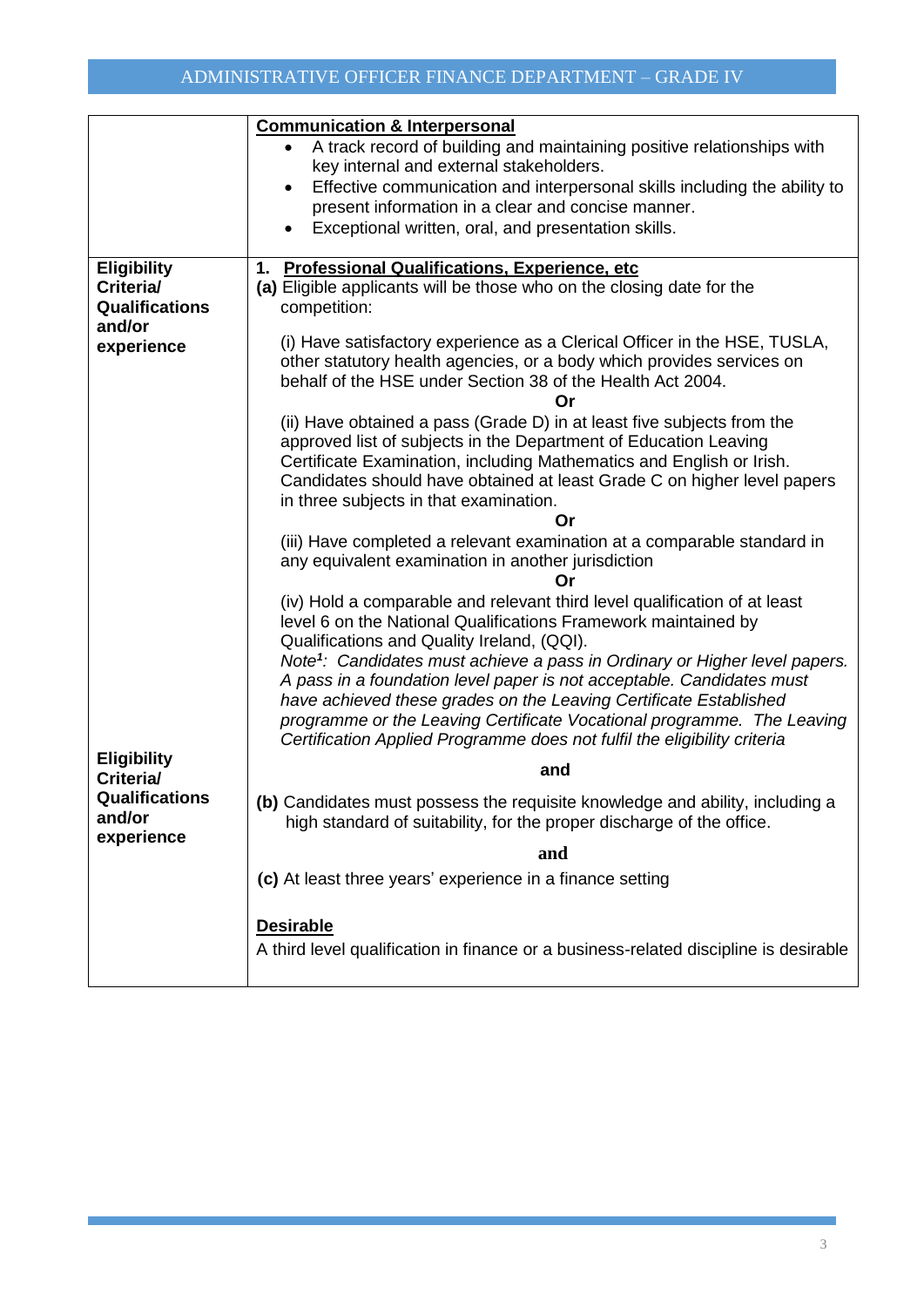| | |
|---|---|
| | **Communication & Interpersonal**<br>• A track record of building and maintaining positive relationships with key internal and external stakeholders.<br>• Effective communication and interpersonal skills including the ability to present information in a clear and concise manner.<br>• Exceptional written, oral, and presentation skills. |
| **Eligibility Criteria/ Qualifications and/or experience** | **1. Professional Qualifications, Experience, etc**<br>**(a)** Eligible applicants will be those who on the closing date for the competition:<br><br>(i) Have satisfactory experience as a Clerical Officer in the HSE, TUSLA, other statutory health agencies, or a body which provides services on behalf of the HSE under Section 38 of the Health Act 2004.<br>**Or**<br>(ii) Have obtained a pass (Grade D) in at least five subjects from the approved list of subjects in the Department of Education Leaving Certificate Examination, including Mathematics and English or Irish. Candidates should have obtained at least Grade C on higher level papers in three subjects in that examination.<br>**Or**<br>(iii) Have completed a relevant examination at a comparable standard in any equivalent examination in another jurisdiction<br>**Or**<br>(iv) Hold a comparable and relevant third level qualification of at least level 6 on the National Qualifications Framework maintained by Qualifications and Quality Ireland, (QQI).<br>*Note[1]: Candidates must achieve a pass in Ordinary or Higher level papers. A pass in a foundation level paper is not acceptable. Candidates must have achieved these grades on the Leaving Certificate Established programme or the Leaving Certificate Vocational programme. The Leaving Certification Applied Programme does not fulfil the eligibility criteria* |
| **Eligibility Criteria/ Qualifications and/or experience** | **and**<br><br>**(b)** Candidates must possess the requisite knowledge and ability, including a high standard of suitability, for the proper discharge of the office.<br><br>**and**<br><br>**(c)** At least three years' experience in a finance setting<br><br>**Desirable**<br>A third level qualification in finance or a business-related discipline is desirable |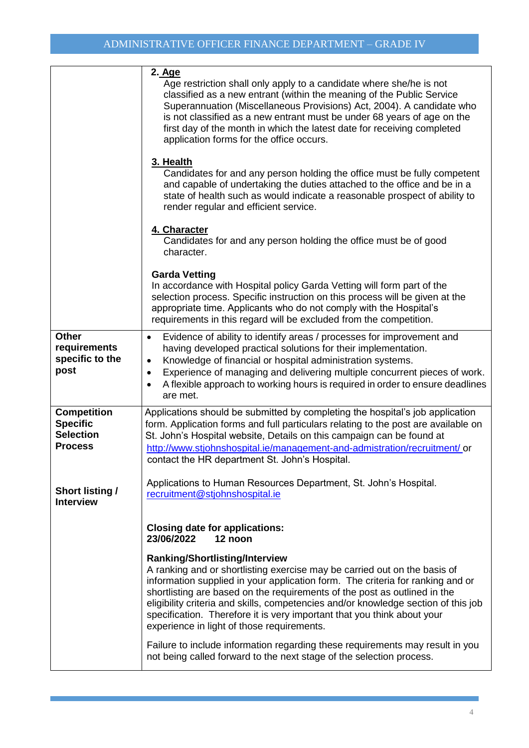| | |
|---|---|
| | **2. Age**<br>Age restriction shall only apply to a candidate where she/he is not classified as a new entrant (within the meaning of the Public Service Superannuation (Miscellaneous Provisions) Act, 2004). A candidate who is not classified as a new entrant must be under 68 years of age on the first day of the month in which the latest date for receiving completed application forms for the office occurs.<br><br>**3. Health**<br>Candidates for and any person holding the office must be fully competent and capable of undertaking the duties attached to the office and be in a state of health such as would indicate a reasonable prospect of ability to render regular and efficient service.<br><br>**4. Character**<br>Candidates for and any person holding the office must be of good character.<br><br>**Garda Vetting**<br>In accordance with Hospital policy Garda Vetting will form part of the selection process. Specific instruction on this process will be given at the appropriate time. Applicants who do not comply with the Hospital's requirements in this regard will be excluded from the competition. |
| **Other requirements specific to the post** | • Evidence of ability to identify areas / processes for improvement and having developed practical solutions for their implementation.<br>• Knowledge of financial or hospital administration systems.<br>• Experience of managing and delivering multiple concurrent pieces of work.<br>• A flexible approach to working hours is required in order to ensure deadlines are met. |
| **Competition Specific Selection Process**<br><br>**Short listing / Interview** | Applications should be submitted by completing the hospital's job application form. Application forms and full particulars relating to the post are available on St. John's Hospital website, Details on this campaign can be found at http://www.stjohnshospital.ie/management-and-admistration/recruitment/ or contact the HR department St. John's Hospital.<br><br>Applications to Human Resources Department, St. John's Hospital. recruitment@stjohnshospital.ie<br><br>**Closing date for applications:**<br>**23/06/2022 12 noon**<br><br>**Ranking/Shortlisting/Interview**<br>A ranking and or shortlisting exercise may be carried out on the basis of information supplied in your application form. The criteria for ranking and or shortlisting are based on the requirements of the post as outlined in the eligibility criteria and skills, competencies and/or knowledge section of this job specification. Therefore it is very important that you think about your experience in light of those requirements.<br><br>Failure to include information regarding these requirements may result in you not being called forward to the next stage of the selection process. |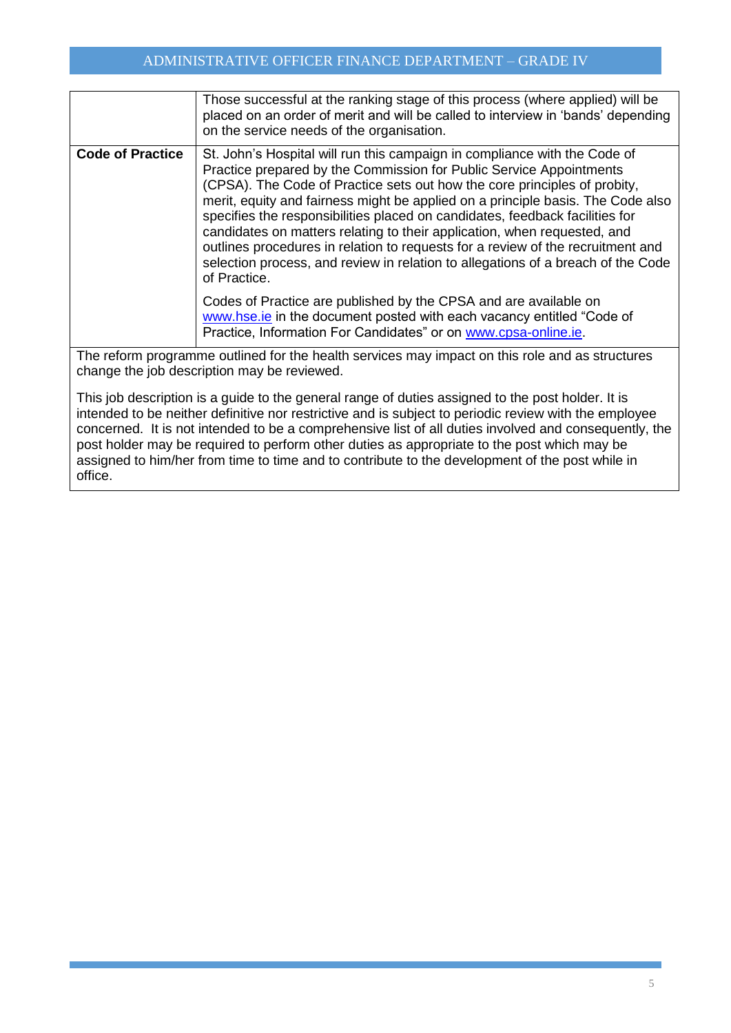| | |
|---|---|
| | Those successful at the ranking stage of this process (where applied) will be placed on an order of merit and will be called to interview in 'bands' depending on the service needs of the organisation. |
| **Code of Practice** | St. John's Hospital will run this campaign in compliance with the Code of Practice prepared by the Commission for Public Service Appointments (CPSA). The Code of Practice sets out how the core principles of probity, merit, equity and fairness might be applied on a principle basis. The Code also specifies the responsibilities placed on candidates, feedback facilities for candidates on matters relating to their application, when requested, and outlines procedures in relation to requests for a review of the recruitment and selection process, and review in relation to allegations of a breach of the Code of Practice.<br><br>Codes of Practice are published by the CPSA and are available on www.hse.ie in the document posted with each vacancy entitled "Code of Practice, Information For Candidates" or on www.cpsa-online.ie. |

The reform programme outlined for the health services may impact on this role and as structures change the job description may be reviewed.

This job description is a guide to the general range of duties assigned to the post holder. It is intended to be neither definitive nor restrictive and is subject to periodic review with the employee concerned. It is not intended to be a comprehensive list of all duties involved and consequently, the post holder may be required to perform other duties as appropriate to the post which may be assigned to him/her from time to time and to contribute to the development of the post while in office.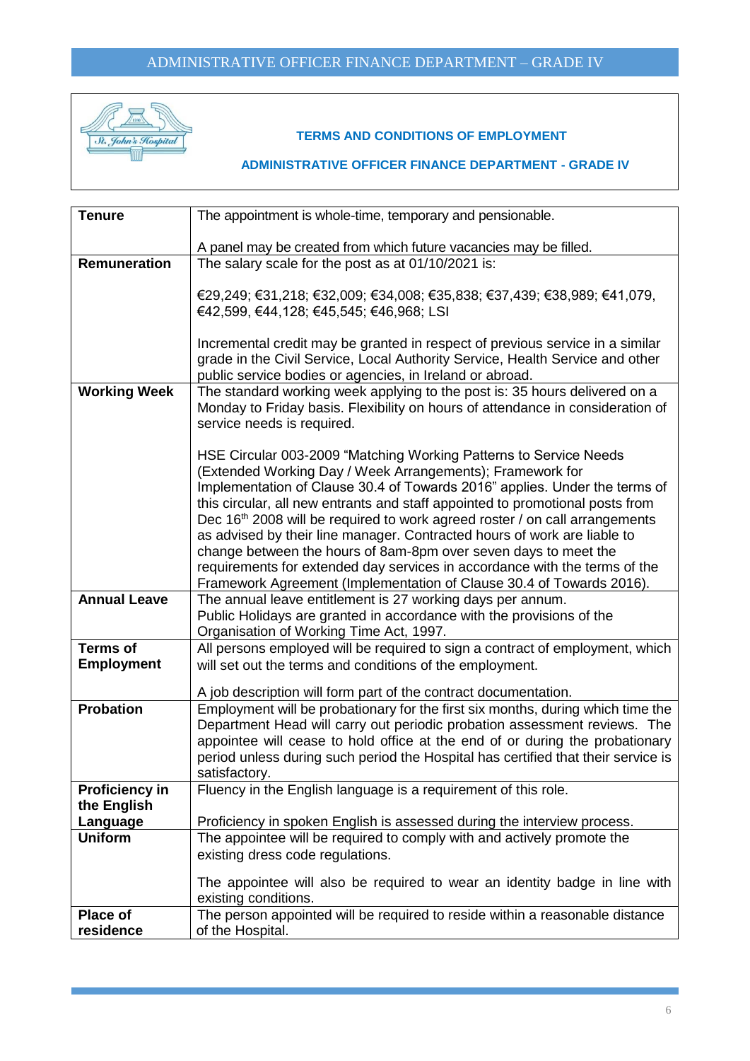## TERMS AND CONDITIONS OF EMPLOYMENT

## ADMINISTRATIVE OFFICER FINANCE DEPARTMENT - GRADE IV

| | |
|---|---|
| **Tenure** | The appointment is whole-time, temporary and pensionable.<br><br>A panel may be created from which future vacancies may be filled. |
| **Remuneration** | The salary scale for the post as at 01/10/2021 is:<br><br>€29,249; €31,218; €32,009; €34,008; €35,838; €37,439; €38,989; €41,079, €42,599, €44,128; €45,545; €46,968; LSI<br><br>Incremental credit may be granted in respect of previous service in a similar grade in the Civil Service, Local Authority Service, Health Service and other public service bodies or agencies, in Ireland or abroad. |
| **Working Week** | The standard working week applying to the post is: 35 hours delivered on a Monday to Friday basis. Flexibility on hours of attendance in consideration of service needs is required.<br><br>HSE Circular 003-2009 "Matching Working Patterns to Service Needs (Extended Working Day / Week Arrangements); Framework for Implementation of Clause 30.4 of Towards 2016" applies. Under the terms of this circular, all new entrants and staff appointed to promotional posts from Dec 16th 2008 will be required to work agreed roster / on call arrangements as advised by their line manager. Contracted hours of work are liable to change between the hours of 8am-8pm over seven days to meet the requirements for extended day services in accordance with the terms of the Framework Agreement (Implementation of Clause 30.4 of Towards 2016). |
| **Annual Leave** | The annual leave entitlement is 27 working days per annum.<br>Public Holidays are granted in accordance with the provisions of the Organisation of Working Time Act, 1997. |
| **Terms of Employment** | All persons employed will be required to sign a contract of employment, which will set out the terms and conditions of the employment.<br><br>A job description will form part of the contract documentation. |
| **Probation** | Employment will be probationary for the first six months, during which time the Department Head will carry out periodic probation assessment reviews. The appointee will cease to hold office at the end of or during the probationary period unless during such period the Hospital has certified that their service is satisfactory. |
| **Proficiency in the English Language** | Fluency in the English language is a requirement of this role.<br><br>Proficiency in spoken English is assessed during the interview process. |
| **Uniform** | The appointee will be required to comply with and actively promote the existing dress code regulations.<br><br>The appointee will also be required to wear an identity badge in line with existing conditions. |
| **Place of residence** | The person appointed will be required to reside within a reasonable distance of the Hospital. |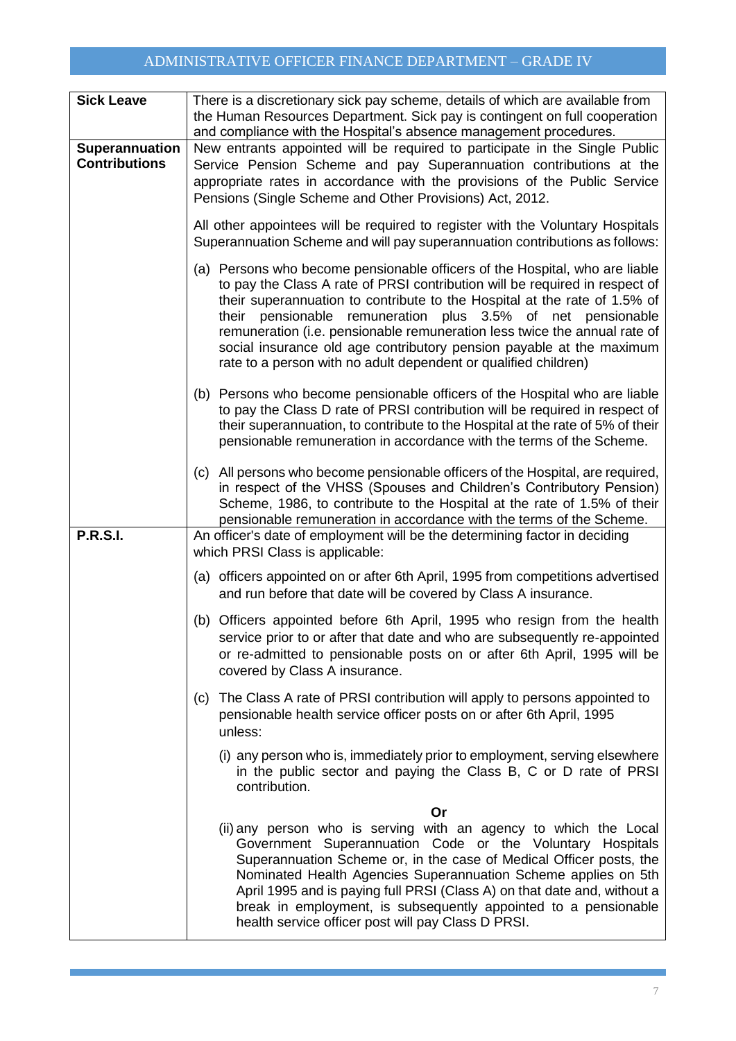| | |
|---|---|
| **Sick Leave** | There is a discretionary sick pay scheme, details of which are available from the Human Resources Department. Sick pay is contingent on full cooperation and compliance with the Hospital's absence management procedures. |
| **Superannuation Contributions** | New entrants appointed will be required to participate in the Single Public Service Pension Scheme and pay Superannuation contributions at the appropriate rates in accordance with the provisions of the Public Service Pensions (Single Scheme and Other Provisions) Act, 2012.<br><br>All other appointees will be required to register with the Voluntary Hospitals Superannuation Scheme and will pay superannuation contributions as follows:<br><br>(a) Persons who become pensionable officers of the Hospital, who are liable to pay the Class A rate of PRSI contribution will be required in respect of their superannuation to contribute to the Hospital at the rate of 1.5% of their pensionable remuneration plus 3.5% of net pensionable remuneration (i.e. pensionable remuneration less twice the annual rate of social insurance old age contributory pension payable at the maximum rate to a person with no adult dependent or qualified children)<br><br>(b) Persons who become pensionable officers of the Hospital who are liable to pay the Class D rate of PRSI contribution will be required in respect of their superannuation, to contribute to the Hospital at the rate of 5% of their pensionable remuneration in accordance with the terms of the Scheme.<br><br>(c) All persons who become pensionable officers of the Hospital, are required, in respect of the VHSS (Spouses and Children's Contributory Pension) Scheme, 1986, to contribute to the Hospital at the rate of 1.5% of their pensionable remuneration in accordance with the terms of the Scheme. |
| **P.R.S.I.** | An officer's date of employment will be the determining factor in deciding which PRSI Class is applicable:<br><br>(a) officers appointed on or after 6th April, 1995 from competitions advertised and run before that date will be covered by Class A insurance.<br><br>(b) Officers appointed before 6th April, 1995 who resign from the health service prior to or after that date and who are subsequently re-appointed or re-admitted to pensionable posts on or after 6th April, 1995 will be covered by Class A insurance.<br><br>(c) The Class A rate of PRSI contribution will apply to persons appointed to pensionable health service officer posts on or after 6th April, 1995 unless:<br><br>(i) any person who is, immediately prior to employment, serving elsewhere in the public sector and paying the Class B, C or D rate of PRSI contribution.<br><br>**Or**<br><br>(ii) any person who is serving with an agency to which the Local Government Superannuation Code or the Voluntary Hospitals Superannuation Scheme or, in the case of Medical Officer posts, the Nominated Health Agencies Superannuation Scheme applies on 5th April 1995 and is paying full PRSI (Class A) on that date and, without a break in employment, is subsequently appointed to a pensionable health service officer post will pay Class D PRSI. |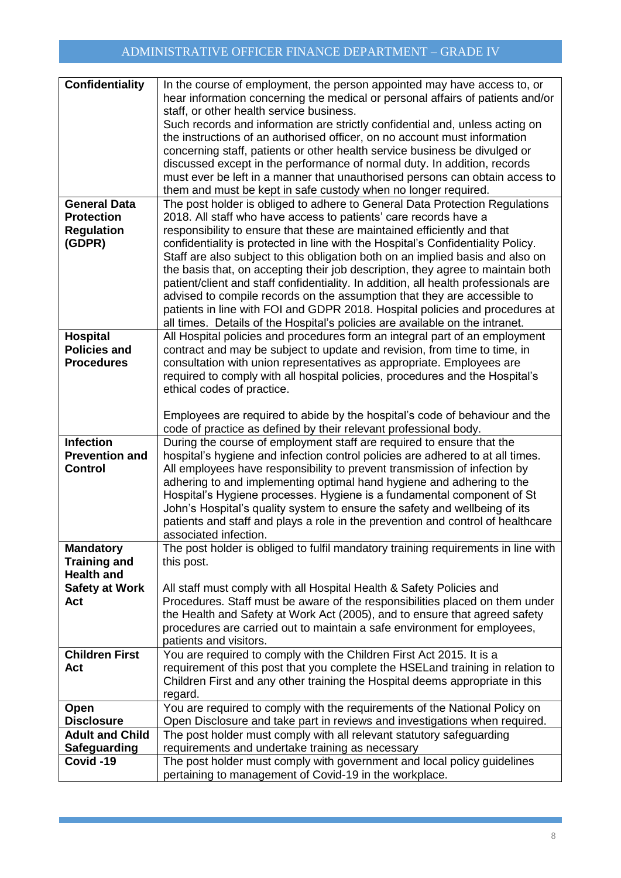| | |
|---|---|
| **Confidentiality** | In the course of employment, the person appointed may have access to, or hear information concerning the medical or personal affairs of patients and/or staff, or other health service business.<br>Such records and information are strictly confidential and, unless acting on the instructions of an authorised officer, on no account must information concerning staff, patients or other health service business be divulged or discussed except in the performance of normal duty. In addition, records must ever be left in a manner that unauthorised persons can obtain access to them and must be kept in safe custody when no longer required. |
| **General Data Protection Regulation (GDPR)** | The post holder is obliged to adhere to General Data Protection Regulations 2018. All staff who have access to patients' care records have a responsibility to ensure that these are maintained efficiently and that confidentiality is protected in line with the Hospital's Confidentiality Policy. Staff are also subject to this obligation both on an implied basis and also on the basis that, on accepting their job description, they agree to maintain both patient/client and staff confidentiality. In addition, all health professionals are advised to compile records on the assumption that they are accessible to patients in line with FOI and GDPR 2018. Hospital policies and procedures at all times. Details of the Hospital's policies are available on the intranet. |
| **Hospital Policies and Procedures** | All Hospital policies and procedures form an integral part of an employment contract and may be subject to update and revision, from time to time, in consultation with union representatives as appropriate. Employees are required to comply with all hospital policies, procedures and the Hospital's ethical codes of practice.<br><br>Employees are required to abide by the hospital's code of behaviour and the code of practice as defined by their relevant professional body. |
| **Infection Prevention and Control** | During the course of employment staff are required to ensure that the hospital's hygiene and infection control policies are adhered to at all times. All employees have responsibility to prevent transmission of infection by adhering to and implementing optimal hand hygiene and adhering to the Hospital's Hygiene processes. Hygiene is a fundamental component of St John's Hospital's quality system to ensure the safety and wellbeing of its patients and staff and plays a role in the prevention and control of healthcare associated infection. |
| **Mandatory Training and Health and Safety at Work Act** | The post holder is obliged to fulfil mandatory training requirements in line with this post.<br><br>All staff must comply with all Hospital Health & Safety Policies and Procedures. Staff must be aware of the responsibilities placed on them under the Health and Safety at Work Act (2005), and to ensure that agreed safety procedures are carried out to maintain a safe environment for employees, patients and visitors. |
| **Children First Act** | You are required to comply with the Children First Act 2015. It is a requirement of this post that you complete the HSELand training in relation to Children First and any other training the Hospital deems appropriate in this regard. |
| **Open Disclosure** | You are required to comply with the requirements of the National Policy on Open Disclosure and take part in reviews and investigations when required. |
| **Adult and Child Safeguarding** | The post holder must comply with all relevant statutory safeguarding requirements and undertake training as necessary |
| **Covid -19** | The post holder must comply with government and local policy guidelines pertaining to management of Covid-19 in the workplace. |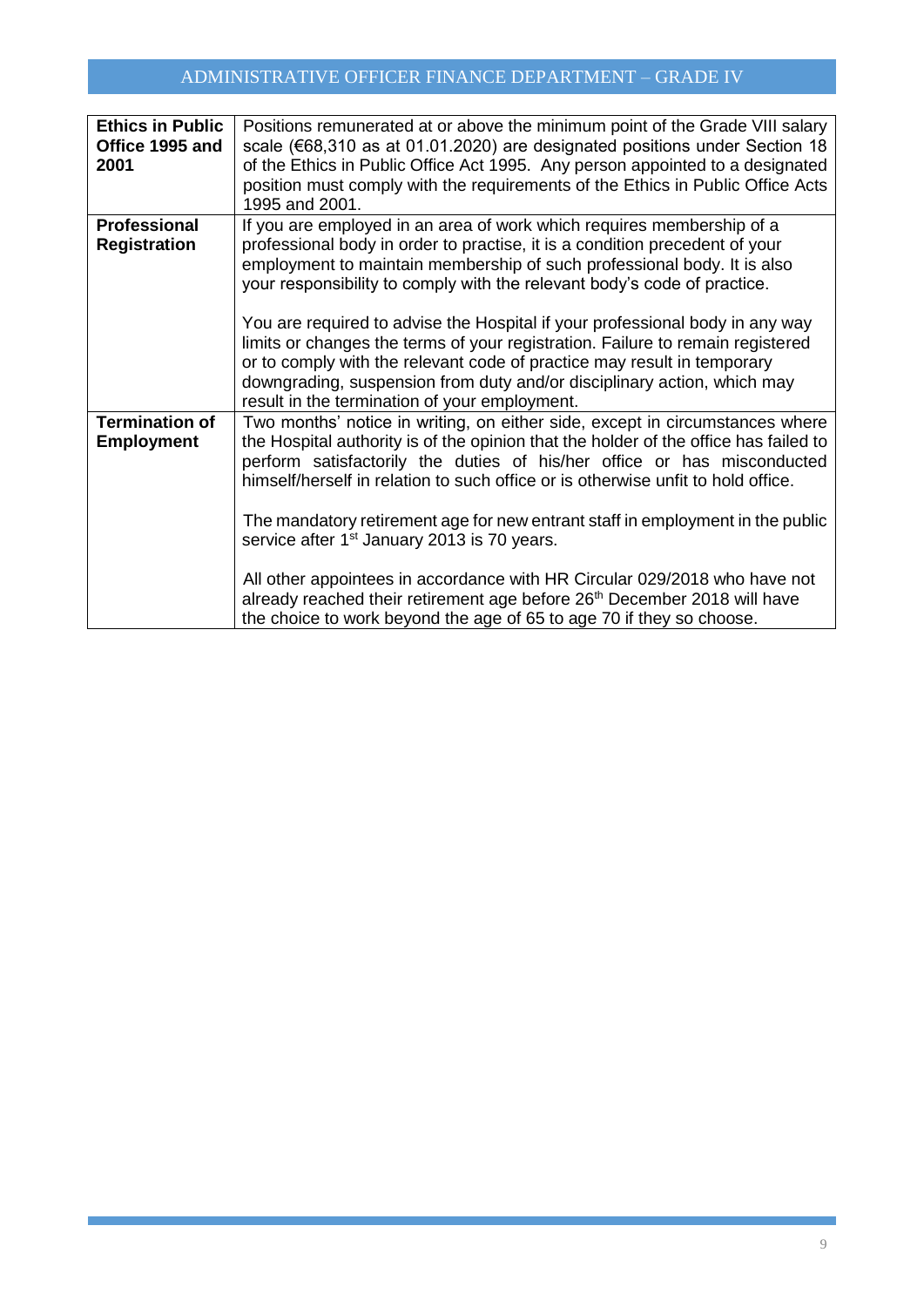| | |
|---|---|
| **Ethics in Public Office 1995 and 2001** | Positions remunerated at or above the minimum point of the Grade VIII salary scale (€68,310 as at 01.01.2020) are designated positions under Section 18 of the Ethics in Public Office Act 1995. Any person appointed to a designated position must comply with the requirements of the Ethics in Public Office Acts 1995 and 2001. |
| **Professional Registration** | If you are employed in an area of work which requires membership of a professional body in order to practise, it is a condition precedent of your employment to maintain membership of such professional body. It is also your responsibility to comply with the relevant body's code of practice.<br><br>You are required to advise the Hospital if your professional body in any way limits or changes the terms of your registration. Failure to remain registered or to comply with the relevant code of practice may result in temporary downgrading, suspension from duty and/or disciplinary action, which may result in the termination of your employment. |
| **Termination of Employment** | Two months' notice in writing, on either side, except in circumstances where the Hospital authority is of the opinion that the holder of the office has failed to perform satisfactorily the duties of his/her office or has misconducted himself/herself in relation to such office or is otherwise unfit to hold office.<br><br>The mandatory retirement age for new entrant staff in employment in the public service after 1st January 2013 is 70 years.<br><br>All other appointees in accordance with HR Circular 029/2018 who have not already reached their retirement age before 26th December 2018 will have the choice to work beyond the age of 65 to age 70 if they so choose. |